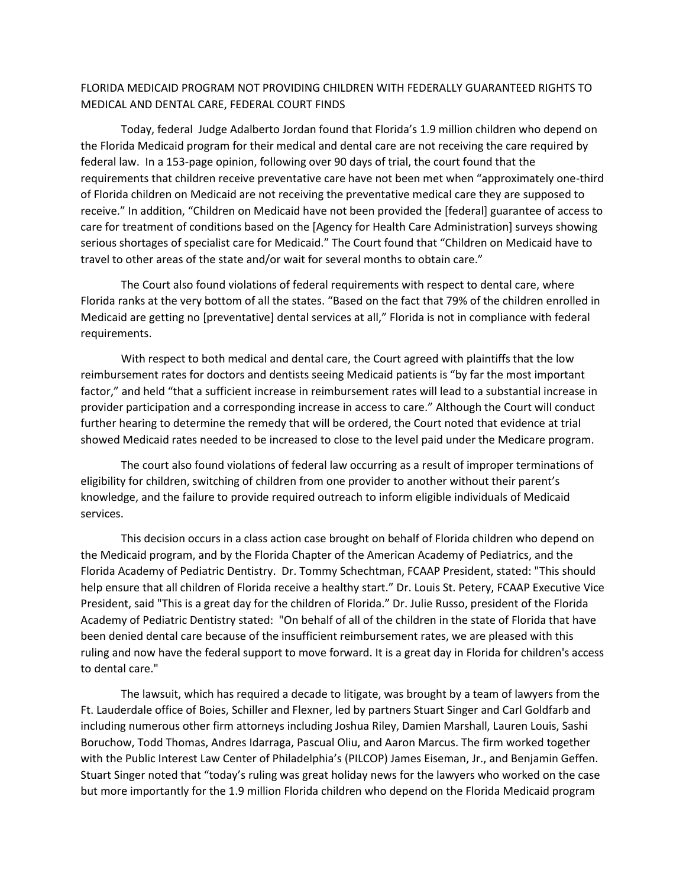# FLORIDA MEDICAID PROGRAM NOT PROVIDING CHILDREN WITH FEDERALLY GUARANTEED RIGHTS TO MEDICAL AND DENTAL CARE, FEDERAL COURT FINDS

Today, federal Judge Adalberto Jordan found that Florida's 1.9 million children who depend on the Florida Medicaid program for their medical and dental care are not receiving the care required by federal law. In a 153-page opinion, following over 90 days of trial, the court found that the requirements that children receive preventative care have not been met when "approximately one-third of Florida children on Medicaid are not receiving the preventative medical care they are supposed to receive." In addition, "Children on Medicaid have not been provided the [federal] guarantee of access to care for treatment of conditions based on the [Agency for Health Care Administration] surveys showing serious shortages of specialist care for Medicaid." The Court found that "Children on Medicaid have to travel to other areas of the state and/or wait for several months to obtain care."

The Court also found violations of federal requirements with respect to dental care, where Florida ranks at the very bottom of all the states. "Based on the fact that 79% of the children enrolled in Medicaid are getting no [preventative] dental services at all," Florida is not in compliance with federal requirements.

With respect to both medical and dental care, the Court agreed with plaintiffs that the low reimbursement rates for doctors and dentists seeing Medicaid patients is "by far the most important factor," and held "that a sufficient increase in reimbursement rates will lead to a substantial increase in provider participation and a corresponding increase in access to care." Although the Court will conduct further hearing to determine the remedy that will be ordered, the Court noted that evidence at trial showed Medicaid rates needed to be increased to close to the level paid under the Medicare program.

The court also found violations of federal law occurring as a result of improper terminations of eligibility for children, switching of children from one provider to another without their parent's knowledge, and the failure to provide required outreach to inform eligible individuals of Medicaid services.

This decision occurs in a class action case brought on behalf of Florida children who depend on the Medicaid program, and by the Florida Chapter of the American Academy of Pediatrics, and the Florida Academy of Pediatric Dentistry. Dr. Tommy Schechtman, FCAAP President, stated: "This should help ensure that all children of Florida receive a healthy start." Dr. Louis St. Petery, FCAAP Executive Vice President, said "This is a great day for the children of Florida." Dr. Julie Russo, president of the Florida Academy of Pediatric Dentistry stated: "On behalf of all of the children in the state of Florida that have been denied dental care because of the insufficient reimbursement rates, we are pleased with this ruling and now have the federal support to move forward. It is a great day in Florida for children's access to dental care."

The lawsuit, which has required a decade to litigate, was brought by a team of lawyers from the Ft. Lauderdale office of Boies, Schiller and Flexner, led by partners Stuart Singer and Carl Goldfarb and including numerous other firm attorneys including Joshua Riley, Damien Marshall, Lauren Louis, Sashi Boruchow, Todd Thomas, Andres Idarraga, Pascual Oliu, and Aaron Marcus. The firm worked together with the Public Interest Law Center of Philadelphia's (PILCOP) James Eiseman, Jr., and Benjamin Geffen. Stuart Singer noted that "today's ruling was great holiday news for the lawyers who worked on the case but more importantly for the 1.9 million Florida children who depend on the Florida Medicaid program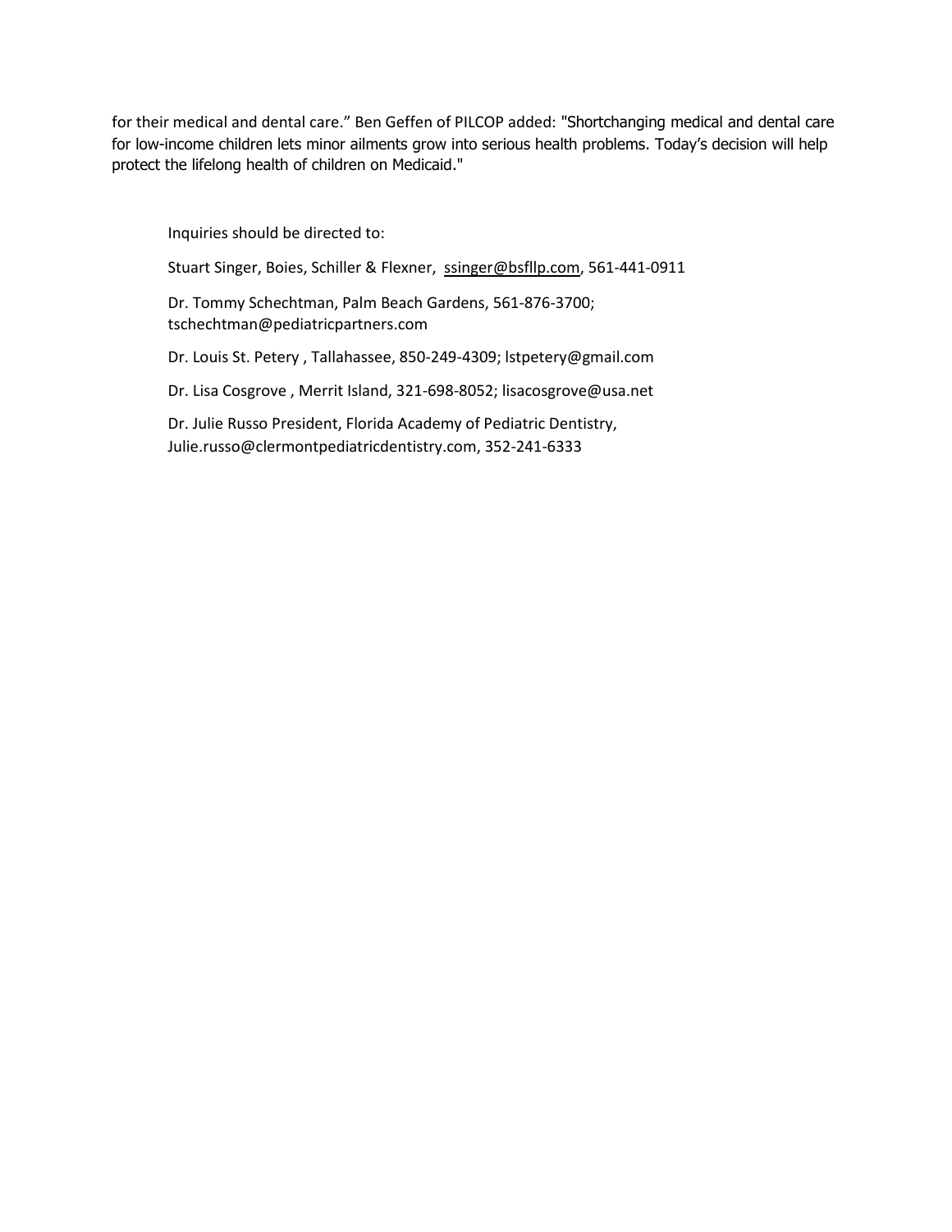for their medical and dental care." Ben Geffen of PILCOP added: "Shortchanging medical and dental care for low-income children lets minor ailments grow into serious health problems. Today's decision will help protect the lifelong health of children on Medicaid."

Inquiries should be directed to:

Stuart Singer, Boies, Schiller & Flexner, ssinger@bsfllp.com, 561-441-0911

Dr. Tommy Schechtman, Palm Beach Gardens, 561-876-3700; tschechtman@pediatricpartners.com

Dr. Louis St. Petery , Tallahassee, 850-249-4309; lstpetery@gmail.com

Dr. Lisa Cosgrove , Merrit Island, 321-698-8052; lisacosgrove@usa.net

Dr. Julie Russo President, Florida Academy of Pediatric Dentistry, Julie.russo@clermontpediatricdentistry.com, 352-241-6333